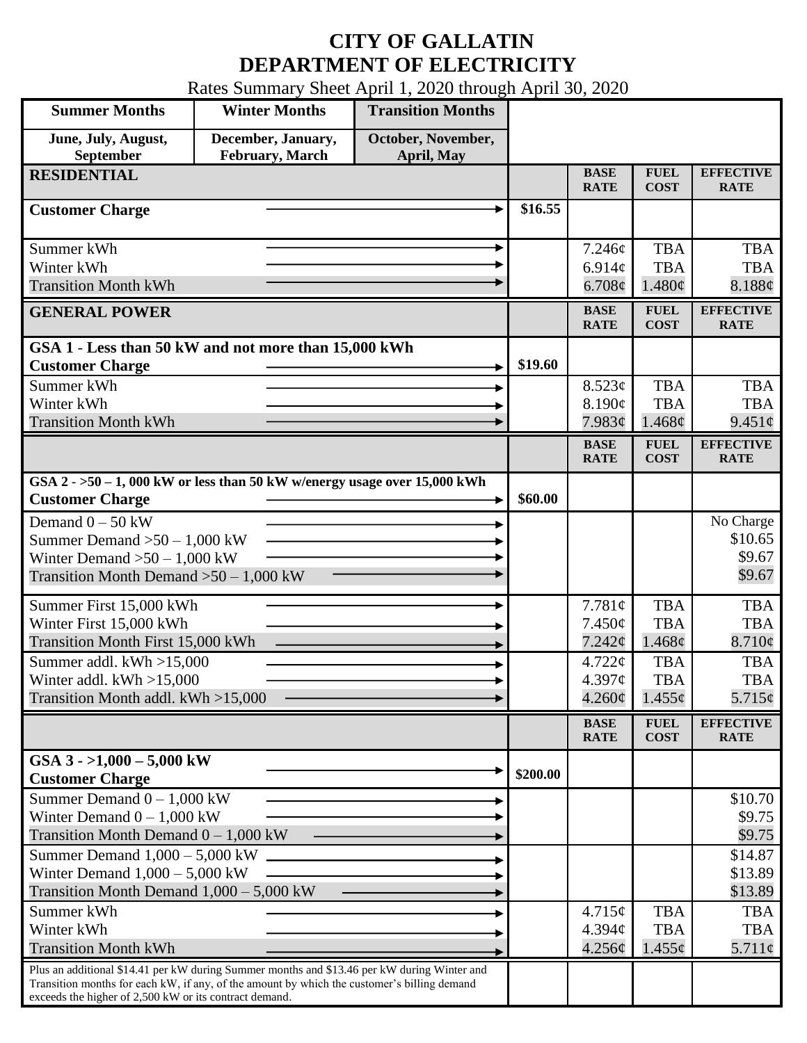# CITY OF GALLATIN
# DEPARTMENT OF ELECTRICITY

Rates Summary Sheet April 1, 2020 through April 30, 2020

| Summer Months | Winter Months | Transition Months | | | | |
|---|---|---|---|---|---|---|
| June, July, August, September | December, January, February, March | October, November, April, May | | | | |
| **RESIDENTIAL** | | | | **BASE RATE** | **FUEL COST** | **EFFECTIVE RATE** |
| **Customer Charge** | | | $16.55 | | | |
| Summer kWh | | | | 7.246¢ | TBA | TBA |
| Winter kWh | | | | 6.914¢ | TBA | TBA |
| Transition Month kWh | | | | 6.708¢ | 1.480¢ | 8.188¢ |
| **GENERAL POWER** | | | | **BASE RATE** | **FUEL COST** | **EFFECTIVE RATE** |
| **GSA 1 - Less than 50 kW and not more than 15,000 kWh** | | | | | | |
| **Customer Charge** | | | $19.60 | | | |
| Summer kWh | | | | 8.523¢ | TBA | TBA |
| Winter kWh | | | | 8.190¢ | TBA | TBA |
| Transition Month kWh | | | | 7.983¢ | 1.468¢ | 9.451¢ |
| | | | | **BASE RATE** | **FUEL COST** | **EFFECTIVE RATE** |
| **GSA 2 - >50 – 1, 000 kW or less than 50 kW w/energy usage over 15,000 kWh** | | | | | | |
| **Customer Charge** | | | $60.00 | | | |
| Demand 0 – 50 kW | | | | | | No Charge |
| Summer Demand >50 – 1,000 kW | | | | | | $10.65 |
| Winter Demand >50 – 1,000 kW | | | | | | $9.67 |
| Transition Month Demand >50 – 1,000 kW | | | | | | $9.67 |
| Summer First 15,000 kWh | | | | 7.781¢ | TBA | TBA |
| Winter First 15,000 kWh | | | | 7.450¢ | TBA | TBA |
| Transition Month First 15,000 kWh | | | | 7.242¢ | 1.468¢ | 8.710¢ |
| Summer addl. kWh >15,000 | | | | 4.722¢ | TBA | TBA |
| Winter addl. kWh >15,000 | | | | 4.397¢ | TBA | TBA |
| Transition Month addl. kWh >15,000 | | | | 4.260¢ | 1.455¢ | 5.715¢ |
| | | | | **BASE RATE** | **FUEL COST** | **EFFECTIVE RATE** |
| **GSA 3 - >1,000 – 5,000 kW** | | | | | | |
| **Customer Charge** | | | $200.00 | | | |
| Summer Demand 0 – 1,000 kW | | | | | | $10.70 |
| Winter Demand 0 – 1,000 kW | | | | | | $9.75 |
| Transition Month Demand 0 – 1,000 kW | | | | | | $9.75 |
| Summer Demand 1,000 – 5,000 kW | | | | | | $14.87 |
| Winter Demand 1,000 – 5,000 kW | | | | | | $13.89 |
| Transition Month Demand 1,000 – 5,000 kW | | | | | | $13.89 |
| Summer kWh | | | | 4.715¢ | TBA | TBA |
| Winter kWh | | | | 4.394¢ | TBA | TBA |
| Transition Month kWh | | | | 4.256¢ | 1.455¢ | 5.711¢ |
| Plus an additional $14.41 per kW during Summer months and $13.46 per kW during Winter and Transition months for each kW, if any, of the amount by which the customer's billing demand exceeds the higher of 2,500 kW or its contract demand. | | | | | | |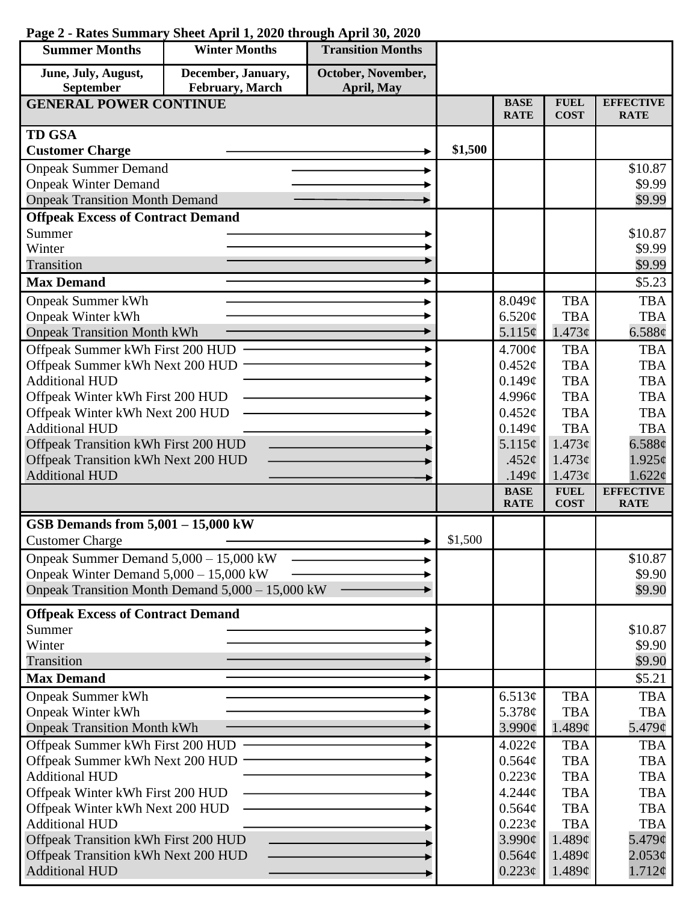**Page 2 - Rates Summary Sheet April 1, 2020 through April 30, 2020**

| Summer Months | Winter Months | Transition Months |
|---|---|---|
| June, July, August, September | December, January, February, March | October, November, April, May |

| GENERAL POWER CONTINUE | | BASE RATE | FUEL COST | EFFECTIVE RATE |
|---|---|---|---|---|
| **TD GSA** | | | | |
| **Customer Charge** | **$1,500** | | | |
| Onpeak Summer Demand | | | | $10.87 |
| Onpeak Winter Demand | | | | $9.99 |
| Onpeak Transition Month Demand | | | | $9.99 |
| **Offpeak Excess of Contract Demand** | | | | |
| Summer | | | | $10.87 |
| Winter | | | | $9.99 |
| Transition | | | | $9.99 |
| **Max Demand** | | | | $5.23 |
| Onpeak Summer kWh | | 8.049¢ | TBA | TBA |
| Onpeak Winter kWh | | 6.520¢ | TBA | TBA |
| Onpeak Transition Month kWh | | 5.115¢ | 1.473¢ | 6.588¢ |
| Offpeak Summer kWh First 200 HUD | | 4.700¢ | TBA | TBA |
| Offpeak Summer kWh Next 200 HUD | | 0.452¢ | TBA | TBA |
| Additional HUD | | 0.149¢ | TBA | TBA |
| Offpeak Winter kWh First 200 HUD | | 4.996¢ | TBA | TBA |
| Offpeak Winter kWh Next 200 HUD | | 0.452¢ | TBA | TBA |
| Additional HUD | | 0.149¢ | TBA | TBA |
| Offpeak Transition kWh First 200 HUD | | 5.115¢ | 1.473¢ | 6.588¢ |
| Offpeak Transition kWh Next 200 HUD | | .452¢ | 1.473¢ | 1.925¢ |
| Additional HUD | | .149¢ | 1.473¢ | 1.622¢ |

| | | BASE RATE | FUEL COST | EFFECTIVE RATE |
|---|---|---|---|---|
| **GSB Demands from 5,001 – 15,000 kW** | | | | |
| Customer Charge | $1,500 | | | |
| Onpeak Summer Demand 5,000 – 15,000 kW | | | | $10.87 |
| Onpeak Winter Demand 5,000 – 15,000 kW | | | | $9.90 |
| Onpeak Transition Month Demand 5,000 – 15,000 kW | | | | $9.90 |
| **Offpeak Excess of Contract Demand** | | | | |
| Summer | | | | $10.87 |
| Winter | | | | $9.90 |
| Transition | | | | $9.90 |
| **Max Demand** | | | | $5.21 |
| Onpeak Summer kWh | | 6.513¢ | TBA | TBA |
| Onpeak Winter kWh | | 5.378¢ | TBA | TBA |
| Onpeak Transition Month kWh | | 3.990¢ | 1.489¢ | 5.479¢ |
| Offpeak Summer kWh First 200 HUD | | 4.022¢ | TBA | TBA |
| Offpeak Summer kWh Next 200 HUD | | 0.564¢ | TBA | TBA |
| Additional HUD | | 0.223¢ | TBA | TBA |
| Offpeak Winter kWh First 200 HUD | | 4.244¢ | TBA | TBA |
| Offpeak Winter kWh Next 200 HUD | | 0.564¢ | TBA | TBA |
| Additional HUD | | 0.223¢ | TBA | TBA |
| Offpeak Transition kWh First 200 HUD | | 3.990¢ | 1.489¢ | 5.479¢ |
| Offpeak Transition kWh Next 200 HUD | | 0.564¢ | 1.489¢ | 2.053¢ |
| Additional HUD | | 0.223¢ | 1.489¢ | 1.712¢ |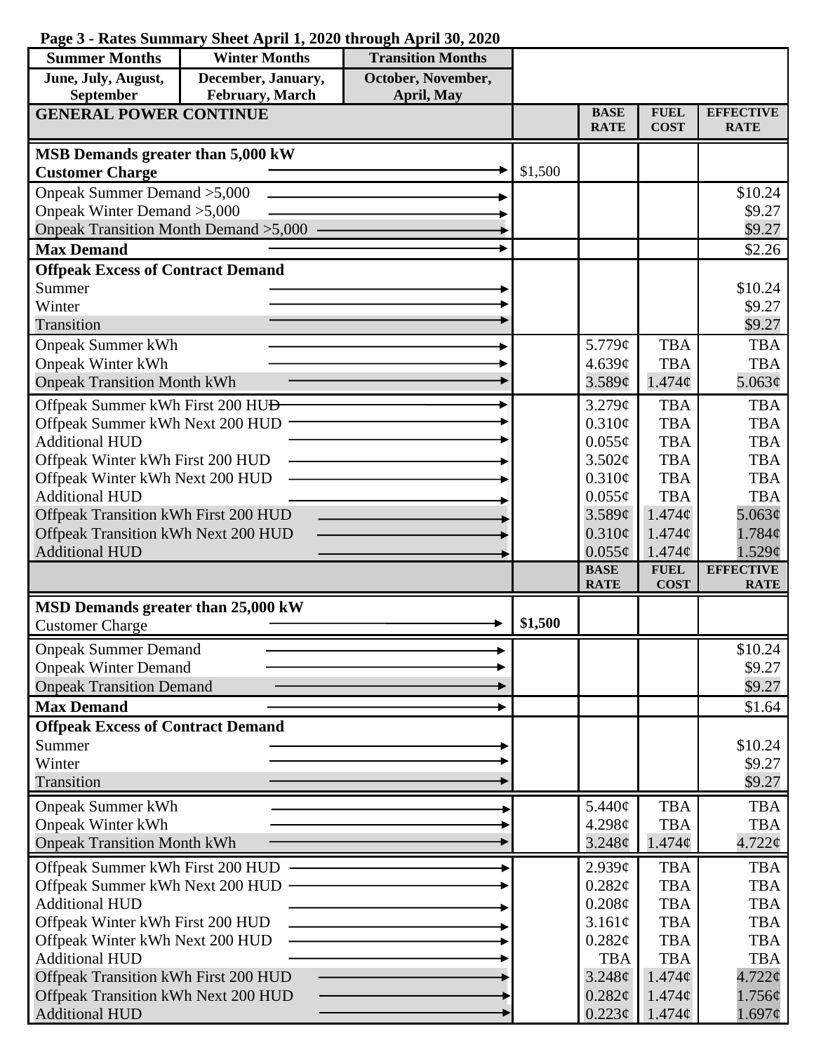**Page 3 - Rates Summary Sheet April 1, 2020 through April 30, 2020**

| Summer Months | Winter Months | Transition Months |
|---|---|---|
| June, July, August, September | December, January, February, March | October, November, April, May |

| GENERAL POWER CONTINUE | | BASE RATE | FUEL COST | EFFECTIVE RATE |
|---|---|---|---|---|
| **MSB Demands greater than 5,000 kW** | | | | |
| **Customer Charge** | $1,500 | | | |
| Onpeak Summer Demand >5,000 | | | | $10.24 |
| Onpeak Winter Demand >5,000 | | | | $9.27 |
| Onpeak Transition Month Demand >5,000 | | | | $9.27 |
| **Max Demand** | | | | $2.26 |
| **Offpeak Excess of Contract Demand** | | | | |
| Summer | | | | $10.24 |
| Winter | | | | $9.27 |
| Transition | | | | $9.27 |
| Onpeak Summer kWh | | 5.779¢ | TBA | TBA |
| Onpeak Winter kWh | | 4.639¢ | TBA | TBA |
| Onpeak Transition Month kWh | | 3.589¢ | 1.474¢ | 5.063¢ |
| Offpeak Summer kWh First 200 HUD | | 3.279¢ | TBA | TBA |
| Offpeak Summer kWh Next 200 HUD | | 0.310¢ | TBA | TBA |
| Additional HUD | | 0.055¢ | TBA | TBA |
| Offpeak Winter kWh First 200 HUD | | 3.502¢ | TBA | TBA |
| Offpeak Winter kWh Next 200 HUD | | 0.310¢ | TBA | TBA |
| Additional HUD | | 0.055¢ | TBA | TBA |
| Offpeak Transition kWh First 200 HUD | | 3.589¢ | 1.474¢ | 5.063¢ |
| Offpeak Transition kWh Next 200 HUD | | 0.310¢ | 1.474¢ | 1.784¢ |
| Additional HUD | | 0.055¢ | 1.474¢ | 1.529¢ |

| | | BASE RATE | FUEL COST | EFFECTIVE RATE |
|---|---|---|---|---|
| **MSD Demands greater than 25,000 kW** | | | | |
| Customer Charge | **$1,500** | | | |
| Onpeak Summer Demand | | | | $10.24 |
| Onpeak Winter Demand | | | | $9.27 |
| Onpeak Transition Demand | | | | $9.27 |
| **Max Demand** | | | | $1.64 |
| **Offpeak Excess of Contract Demand** | | | | |
| Summer | | | | $10.24 |
| Winter | | | | $9.27 |
| Transition | | | | $9.27 |
| Onpeak Summer kWh | | 5.440¢ | TBA | TBA |
| Onpeak Winter kWh | | 4.298¢ | TBA | TBA |
| Onpeak Transition Month kWh | | 3.248¢ | 1.474¢ | 4.722¢ |
| Offpeak Summer kWh First 200 HUD | | 2.939¢ | TBA | TBA |
| Offpeak Summer kWh Next 200 HUD | | 0.282¢ | TBA | TBA |
| Additional HUD | | 0.208¢ | TBA | TBA |
| Offpeak Winter kWh First 200 HUD | | 3.161¢ | TBA | TBA |
| Offpeak Winter kWh Next 200 HUD | | 0.282¢ | TBA | TBA |
| Additional HUD | | TBA | TBA | TBA |
| Offpeak Transition kWh First 200 HUD | | 3.248¢ | 1.474¢ | 4.722¢ |
| Offpeak Transition kWh Next 200 HUD | | 0.282¢ | 1.474¢ | 1.756¢ |
| Additional HUD | | 0.223¢ | 1.474¢ | 1.697¢ |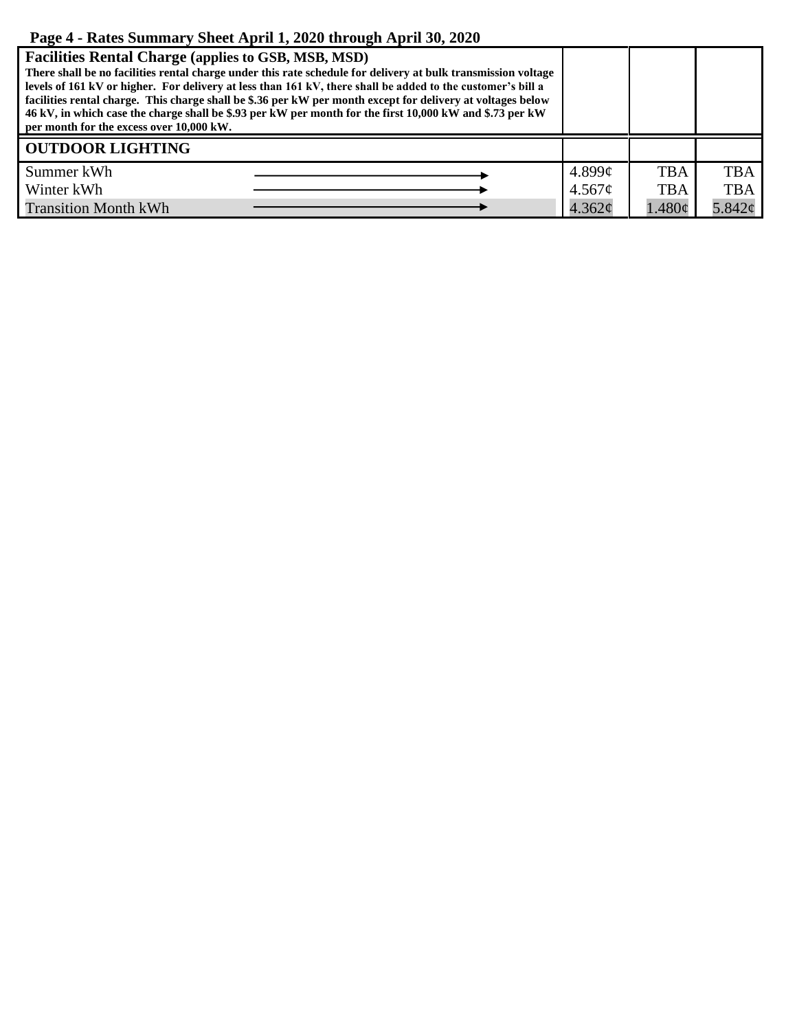**Page 4 - Rates Summary Sheet April 1, 2020 through April 30, 2020**

| | | | |
|---|---|---|---|
| **Facilities Rental Charge (applies to GSB, MSB, MSD)**<br>**There shall be no facilities rental charge under this rate schedule for delivery at bulk transmission voltage levels of 161 kV or higher. For delivery at less than 161 kV, there shall be added to the customer's bill a facilities rental charge. This charge shall be $.36 per kW per month except for delivery at voltages below 46 kV, in which case the charge shall be $.93 per kW per month for the first 10,000 kW and $.73 per kW per month for the excess over 10,000 kW.** | | | |
| **OUTDOOR LIGHTING** | | | |
| Summer kWh → | 4.899¢ | TBA | TBA |
| Winter kWh → | 4.567¢ | TBA | TBA |
| Transition Month kWh → | 4.362¢ | 1.480¢ | 5.842¢ |